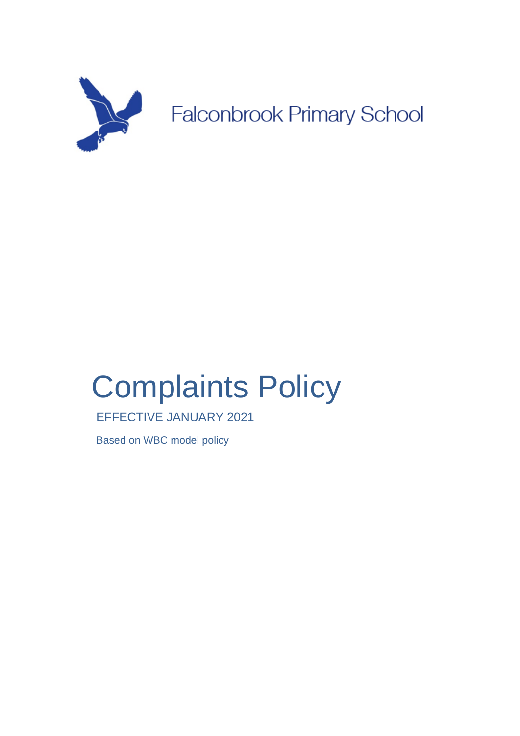Falconbrook Primary School

# Complaints Policy

EFFECTIVE JANUARY 2021

Based on WBC model policy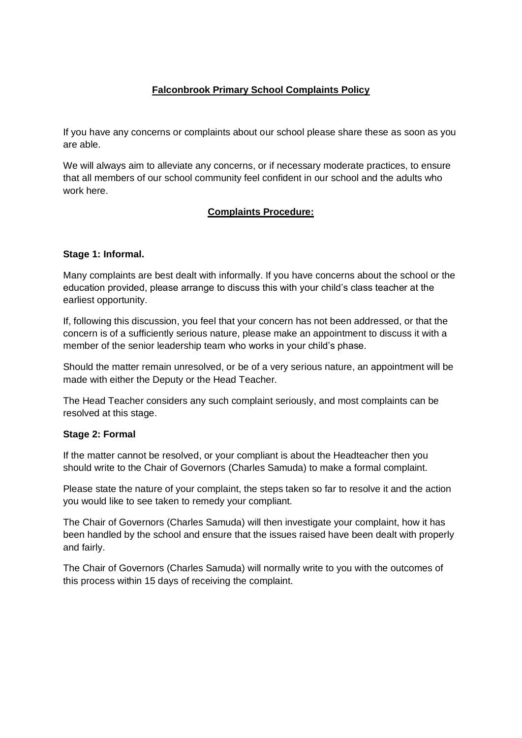# Falconbrook Primary School Complaints Policy

If you have any concerns or complaints about our school please share these as soon as you are able.

We will always aim to alleviate any concerns, or if necessary moderate practices, to ensure that all members of our school community feel confident in our school and the adults who work here.

## Complaints Procedure:

**Stage 1: Informal.**

Many complaints are best dealt with informally. If you have concerns about the school or the education provided, please arrange to discuss this with your child's class teacher at the earliest opportunity.

If, following this discussion, you feel that your concern has not been addressed, or that the concern is of a sufficiently serious nature, please make an appointment to discuss it with a member of the senior leadership team who works in your child's phase.

Should the matter remain unresolved, or be of a very serious nature, an appointment will be made with either the Deputy or the Head Teacher.

The Head Teacher considers any such complaint seriously, and most complaints can be resolved at this stage.

**Stage 2: Formal**

If the matter cannot be resolved, or your compliant is about the Headteacher then you should write to the Chair of Governors (Charles Samuda) to make a formal complaint.

Please state the nature of your complaint, the steps taken so far to resolve it and the action you would like to see taken to remedy your compliant.

The Chair of Governors (Charles Samuda) will then investigate your complaint, how it has been handled by the school and ensure that the issues raised have been dealt with properly and fairly.

The Chair of Governors (Charles Samuda) will normally write to you with the outcomes of this process within 15 days of receiving the complaint.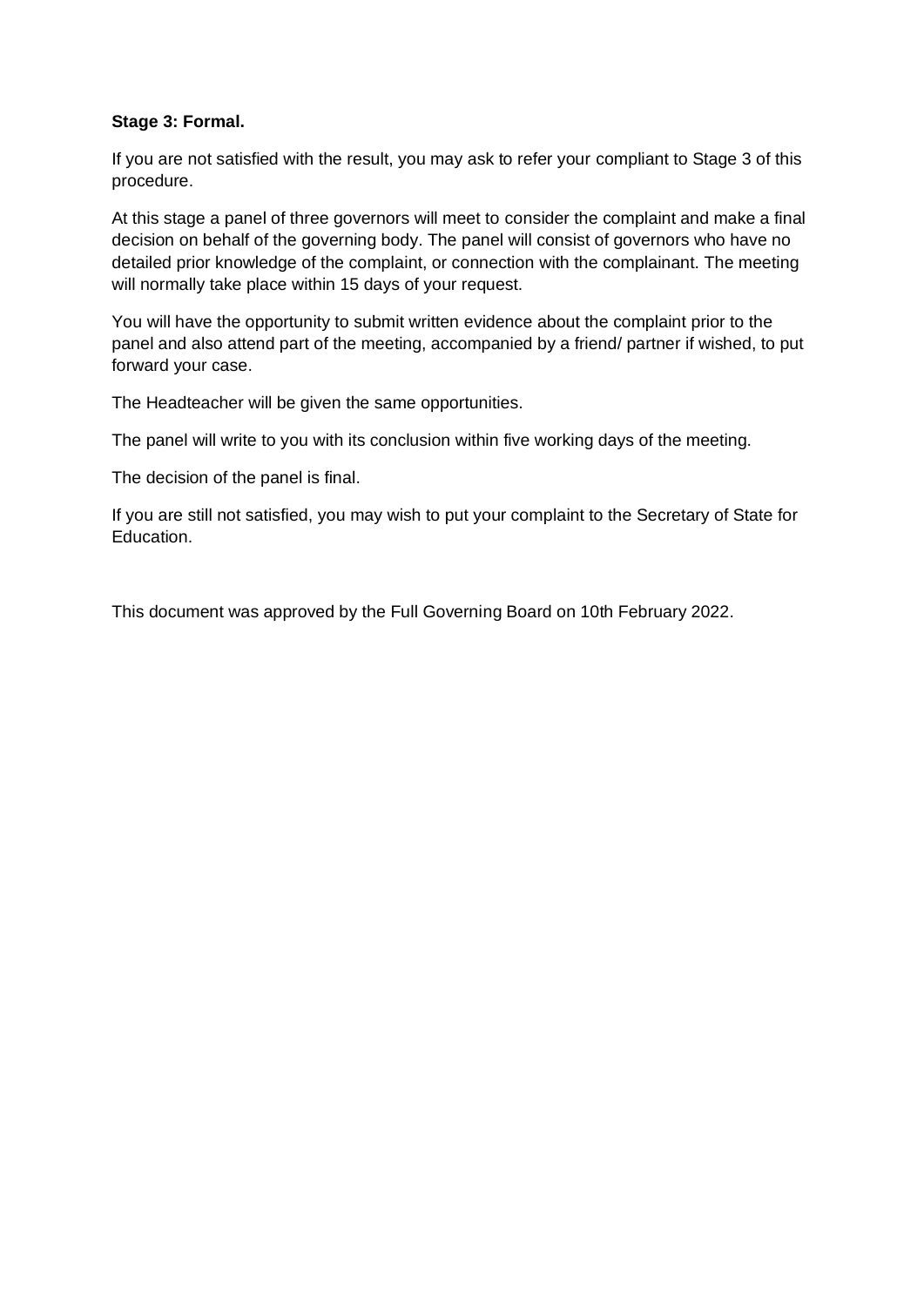**Stage 3: Formal.**

If you are not satisfied with the result, you may ask to refer your compliant to Stage 3 of this procedure.

At this stage a panel of three governors will meet to consider the complaint and make a final decision on behalf of the governing body. The panel will consist of governors who have no detailed prior knowledge of the complaint, or connection with the complainant. The meeting will normally take place within 15 days of your request.

You will have the opportunity to submit written evidence about the complaint prior to the panel and also attend part of the meeting, accompanied by a friend/ partner if wished, to put forward your case.

The Headteacher will be given the same opportunities.

The panel will write to you with its conclusion within five working days of the meeting.

The decision of the panel is final.

If you are still not satisfied, you may wish to put your complaint to the Secretary of State for Education.

This document was approved by the Full Governing Board on 10th February 2022.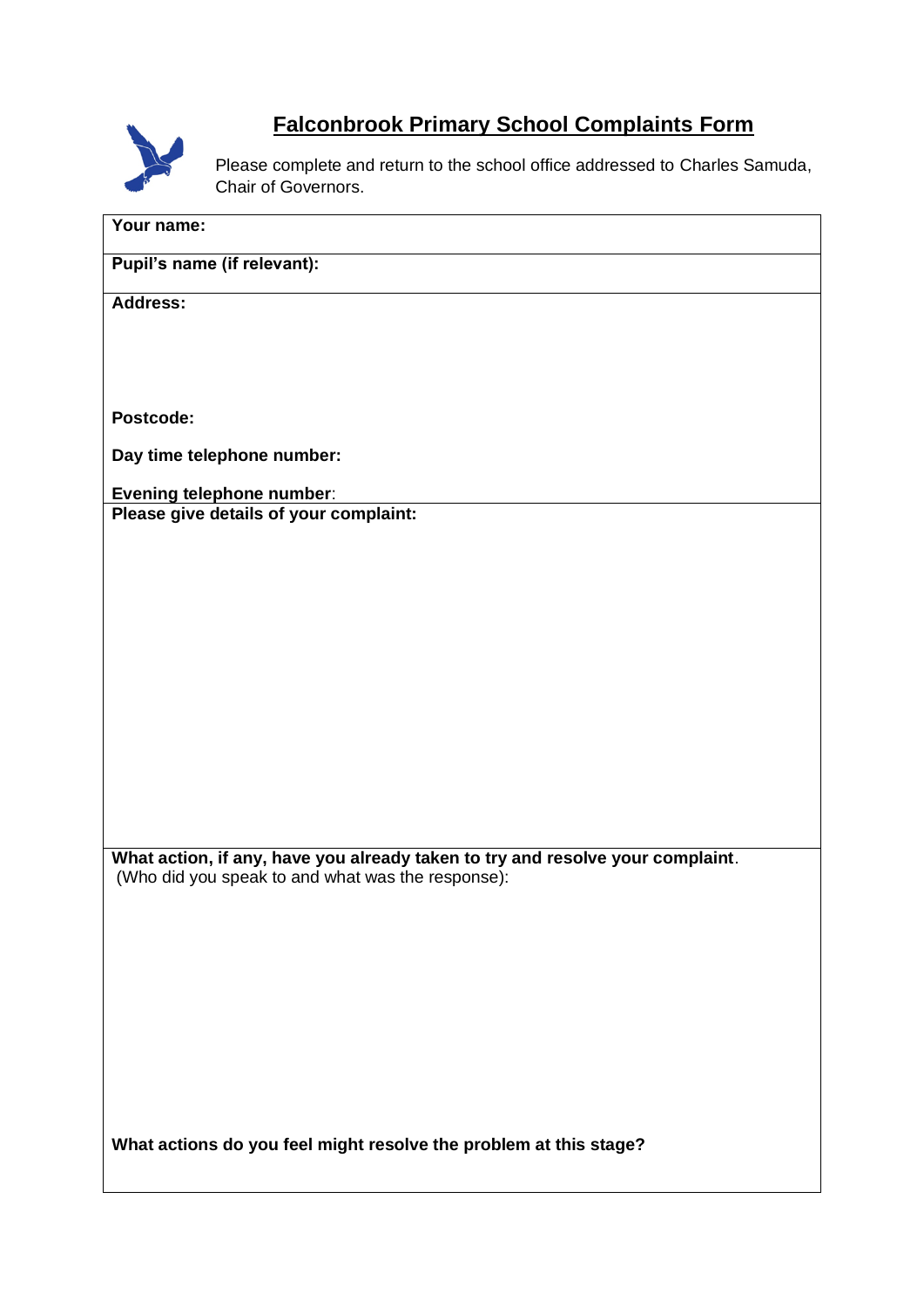# Falconbrook Primary School Complaints Form

Please complete and return to the school office addressed to Charles Samuda, Chair of Governors.

**Your name:**

**Pupil's name (if relevant):**

**Address:**

**Postcode:**

**Day time telephone number:**

**Evening telephone number**:

**Please give details of your complaint:**

**What action, if any, have you already taken to try and resolve your complaint**. (Who did you speak to and what was the response):

**What actions do you feel might resolve the problem at this stage?**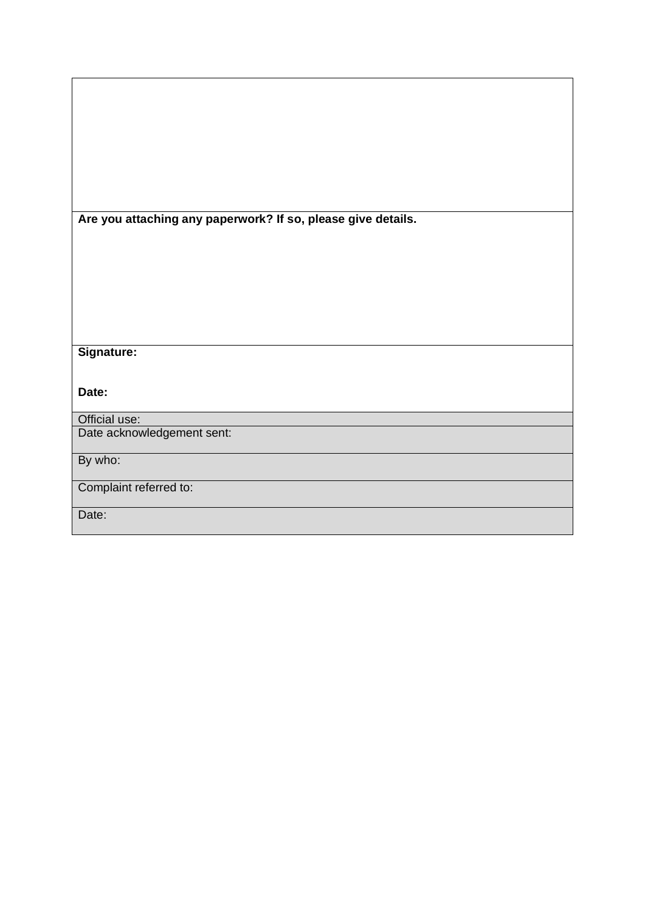| |
|---|
| |
| **Are you attaching any paperwork? If so, please give details.** |
| **Signature:**<br><br>**Date:** |
| Official use: |
| Date acknowledgement sent: |
| By who: |
| Complaint referred to: |
| Date: |